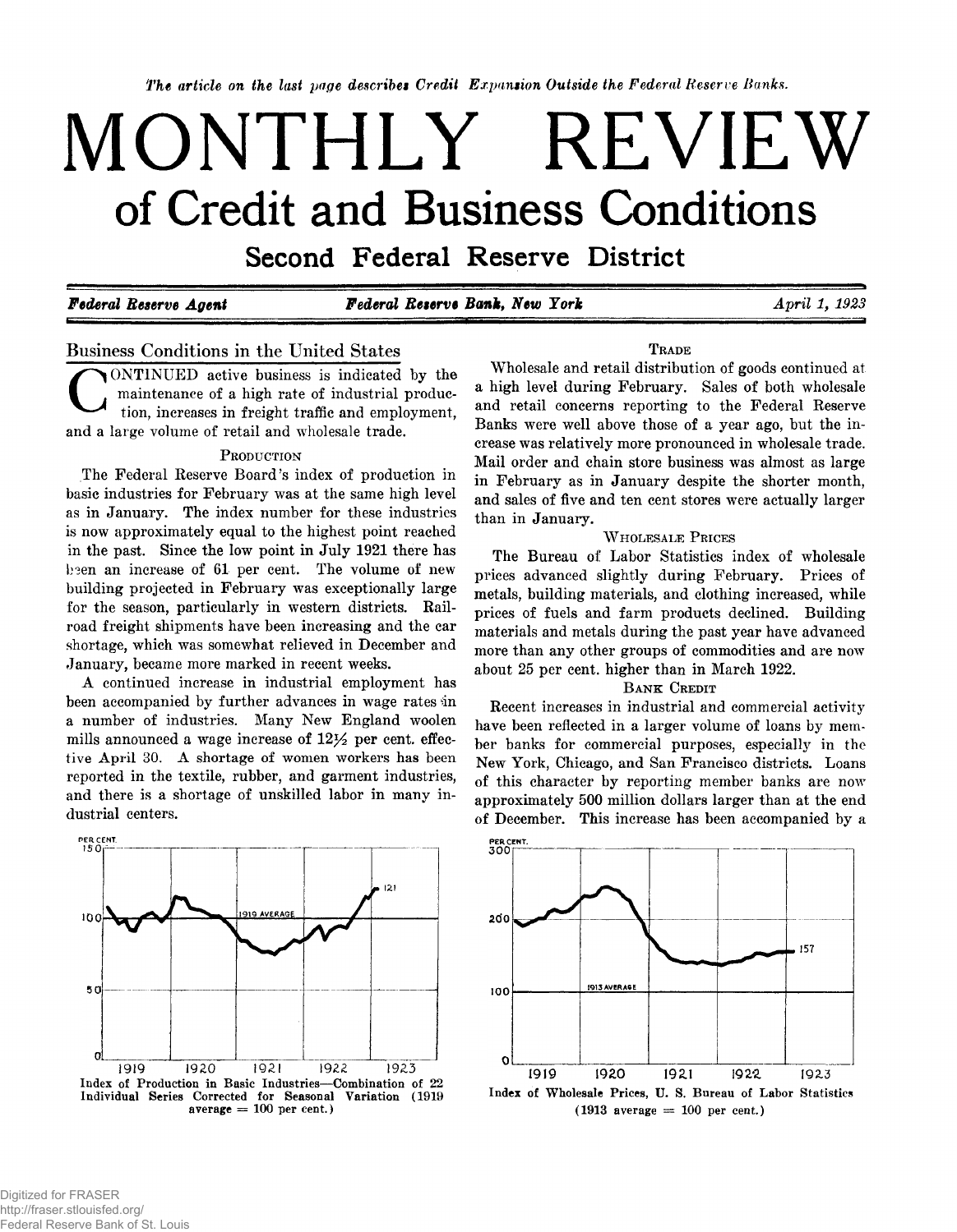*The article on the last page describes Credit Expansion Outside the Federal Reserve Banks.*

# MONTHLY REVIEW
## of Credit and Business Conditions
### Second Federal Reserve District

***Federal Reserve Agent*** ***Federal Reserve Bank, New York*** *April 1, 1923*

## Business Conditions in the United States

CONTINUED active business is indicated by the maintenance of a high rate of industrial production, increases in freight traffic and employment, and a large volume of retail and wholesale trade.

### Production

The Federal Reserve Board's index of production in basic industries for February was at the same high level as in January. The index number for these industries is now approximately equal to the highest point reached in the past. Since the low point in July 1921 there has been an increase of 61 per cent. The volume of new building projected in February was exceptionally large for the season, particularly in western districts. Railroad freight shipments have been increasing and the car shortage, which was somewhat relieved in December and January, became more marked in recent weeks.

A continued increase in industrial employment has been accompanied by further advances in wage rates in a number of industries. Many New England woolen mills announced a wage increase of 12½ per cent. effective April 30. A shortage of women workers has been reported in the textile, rubber, and garment industries, and there is a shortage of unskilled labor in many industrial centers.

Index of Production in Basic Industries—Combination of 22 Individual Series Corrected for Seasonal Variation (1919 average = 100 per cent.)

### Trade

Wholesale and retail distribution of goods continued at a high level during February. Sales of both wholesale and retail concerns reporting to the Federal Reserve Banks were well above those of a year ago, but the increase was relatively more pronounced in wholesale trade. Mail order and chain store business was almost as large in February as in January despite the shorter month, and sales of five and ten cent stores were actually larger than in January.

### Wholesale Prices

The Bureau of Labor Statistics index of wholesale prices advanced slightly during February. Prices of metals, building materials, and clothing increased, while prices of fuels and farm products declined. Building materials and metals during the past year have advanced more than any other groups of commodities and are now about 25 per cent. higher than in March 1922.

### Bank Credit

Recent increases in industrial and commercial activity have been reflected in a larger volume of loans by member banks for commercial purposes, especially in the New York, Chicago, and San Francisco districts. Loans of this character by reporting member banks are now approximately 500 million dollars larger than at the end of December. This increase has been accompanied by a

Index of Wholesale Prices, U. S. Bureau of Labor Statistics (1913 average = 100 per cent.)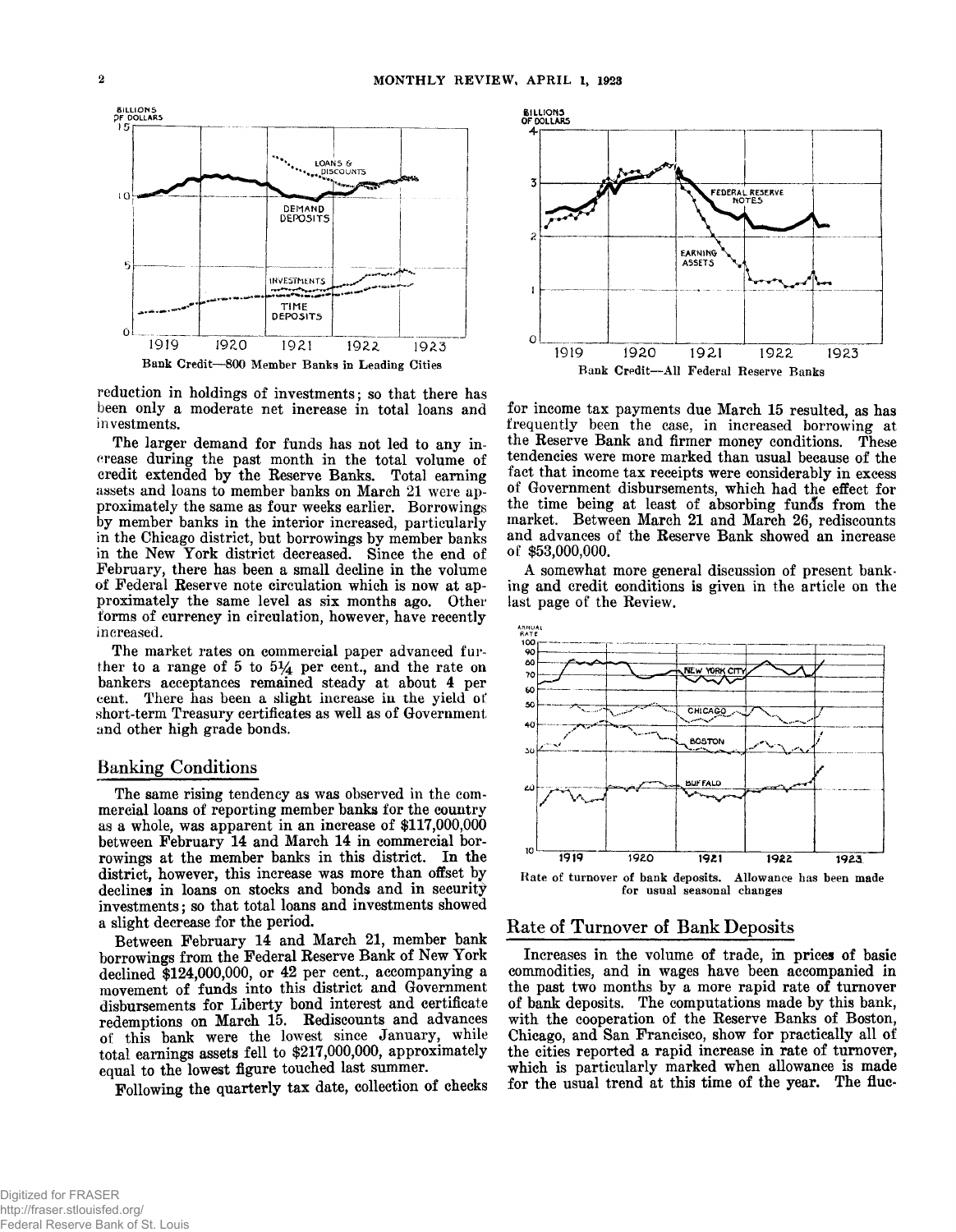Bank Credit—800 Member Banks in Leading Cities

Bank Credit—All Federal Reserve Banks

reduction in holdings of investments; so that there has been only a moderate net increase in total loans and investments.

The larger demand for funds has not led to any increase during the past month in the total volume of credit extended by the Reserve Banks. Total earning assets and loans to member banks on March 21 were approximately the same as four weeks earlier. Borrowings by member banks in the interior increased, particularly in the Chicago district, but borrowings by member banks in the New York district decreased. Since the end of February, there has been a small decline in the volume of Federal Reserve note circulation which is now at approximately the same level as six months ago. Other forms of currency in circulation, however, have recently increased.

The market rates on commercial paper advanced further to a range of 5 to 5¼ per cent., and the rate on bankers acceptances remained steady at about 4 per cent. There has been a slight increase in the yield of short-term Treasury certificates as well as of Government and other high grade bonds.

## Banking Conditions

The same rising tendency as was observed in the commercial loans of reporting member banks for the country as a whole, was apparent in an increase of $117,000,000 between February 14 and March 14 in commercial borrowings at the member banks in this district. In the district, however, this increase was more than offset by declines in loans on stocks and bonds and in security investments; so that total loans and investments showed a slight decrease for the period.

Between February 14 and March 21, member bank borrowings from the Federal Reserve Bank of New York declined $124,000,000, or 42 per cent., accompanying a movement of funds into this district and Government disbursements for Liberty bond interest and certificate redemptions on March 15. Rediscounts and advances of this bank were the lowest since January, while total earnings assets fell to $217,000,000, approximately equal to the lowest figure touched last summer.

Following the quarterly tax date, collection of checks for income tax payments due March 15 resulted, as has frequently been the case, in increased borrowing at the Reserve Bank and firmer money conditions. These tendencies were more marked than usual because of the fact that income tax receipts were considerably in excess of Government disbursements, which had the effect for the time being at least of absorbing funds from the market. Between March 21 and March 26, rediscounts and advances of the Reserve Bank showed an increase of $53,000,000.

A somewhat more general discussion of present banking and credit conditions is given in the article on the last page of the Review.

Rate of turnover of bank deposits. Allowance has been made for usual seasonal changes

## Rate of Turnover of Bank Deposits

Increases in the volume of trade, in prices of basic commodities, and in wages have been accompanied in the past two months by a more rapid rate of turnover of bank deposits. The computations made by this bank, with the cooperation of the Reserve Banks of Boston, Chicago, and San Francisco, show for practically all of the cities reported a rapid increase in rate of turnover, which is particularly marked when allowance is made for the usual trend at this time of the year. The fluc-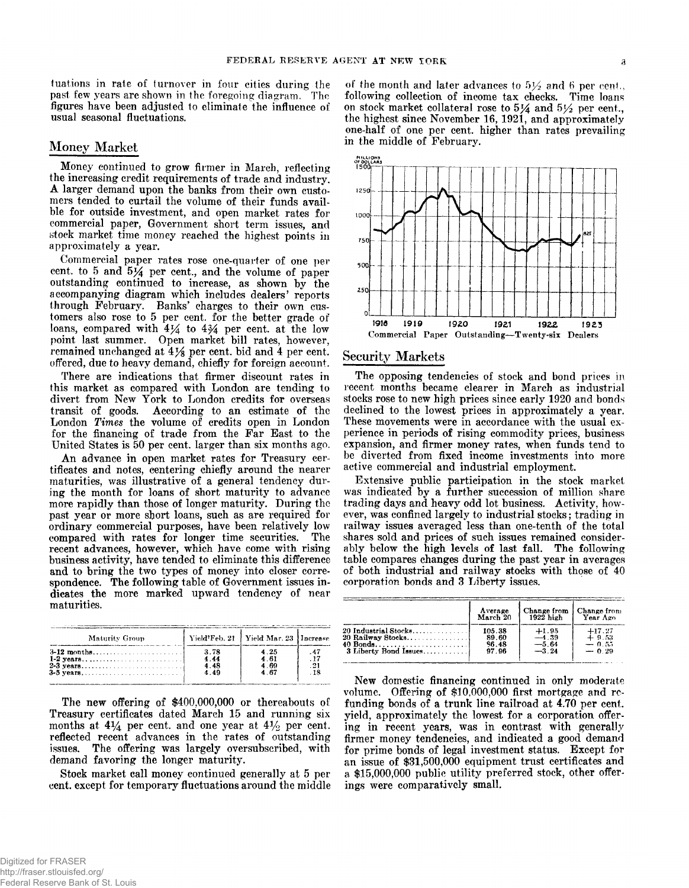tuations in rate of turnover in four cities during the past few years are shown in the foregoing diagram. The figures have been adjusted to eliminate the influence of usual seasonal fluctuations.

## Money Market

Money continued to grow firmer in March, reflecting the increasing credit requirements of trade and industry. A larger demand upon the banks from their own customers tended to curtail the volume of their funds available for outside investment, and open market rates for commercial paper, Government short term issues, and stock market time money reached the highest points in approximately a year.

Commercial paper rates rose one-quarter of one per cent. to 5 and 5¼ per cent., and the volume of paper outstanding continued to increase, as shown by the accompanying diagram which includes dealers' reports through February. Banks' charges to their own customers also rose to 5 per cent. for the better grade of loans, compared with 4¼ to 4¾ per cent. at the low point last summer. Open market bill rates, however, remained unchanged at 4⅛ per cent. bid and 4 per cent. offered, due to heavy demand, chiefly for foreign account.

There are indications that firmer discount rates in this market as compared with London are tending to divert from New York to London credits for overseas transit of goods. According to an estimate of the London *Times* the volume of credits open in London for the financing of trade from the Far East to the United States is 50 per cent. larger than six months ago.

An advance in open market rates for Treasury certificates and notes, centering chiefly around the nearer maturities, was illustrative of a general tendency during the month for loans of short maturity to advance more rapidly than those of longer maturity. During the past year or more short loans, such as are required for ordinary commercial purposes, have been relatively low compared with rates for longer time securities. The recent advances, however, which have come with rising business activity, have tended to eliminate this difference and to bring the two types of money into closer correspondence. The following table of Government issues indicates the more marked upward tendency of near maturities.

| Maturity Group | Yield Feb. 21 | Yield Mar. 23 | Increase |
|---|---|---|---|
| 3-12 months | 3.78 | 4.25 | .47 |
| 1-2 years | 4.44 | 4.61 | .17 |
| 2-3 years | 4.48 | 4.69 | .21 |
| 3-5 years | 4.49 | 4.67 | .18 |

The new offering of $400,000,000 or thereabouts of Treasury certificates dated March 15 and running six months at 4¼ per cent. and one year at 4½ per cent. reflected recent advances in the rates of outstanding issues. The offering was largely oversubscribed, with demand favoring the longer maturity.

Stock market call money continued generally at 5 per cent. except for temporary fluctuations around the middle of the month and later advances to 5½ and 6 per cent., following collection of income tax checks. Time loans on stock market collateral rose to 5¼ and 5½ per cent., the highest since November 16, 1921, and approximately one-half of one per cent. higher than rates prevailing in the middle of February.

Commercial Paper Outstanding—Twenty-six Dealers

## Security Markets

The opposing tendencies of stock and bond prices in recent months became clearer in March as industrial stocks rose to new high prices since early 1920 and bonds declined to the lowest prices in approximately a year. These movements were in accordance with the usual experience in periods of rising commodity prices, business expansion, and firmer money rates, when funds tend to be diverted from fixed income investments into more active commercial and industrial employment.

Extensive public participation in the stock market was indicated by a further succession of million share trading days and heavy odd lot business. Activity, however, was confined largely to industrial stocks; trading in railway issues averaged less than one-tenth of the total shares sold and prices of such issues remained considerably below the high levels of last fall. The following table compares changes during the past year in averages of both industrial and railway stocks with those of 40 corporation bonds and 3 Liberty issues.

| | Average March 20 | Change from 1922 high | Change from Year Ago |
|---|---|---|---|
| 20 Industrial Stocks | 105.38 | +1.95 | +17.27 |
| 20 Railway Stocks | 89.60 | −4.39 | +9.53 |
| 40 Bonds | 86.48 | −5.64 | −0.55 |
| 3 Liberty Bond Issues | 97.96 | −3.24 | −0.29 |

New domestic financing continued in only moderate volume. Offering of $10,000,000 first mortgage and refunding bonds of a trunk line railroad at 4.70 per cent. yield, approximately the lowest for a corporation offering in recent years, was in contrast with generally firmer money tendencies, and indicated a good demand for prime bonds of legal investment status. Except for an issue of $31,500,000 equipment trust certificates and a $15,000,000 public utility preferred stock, other offerings were comparatively small.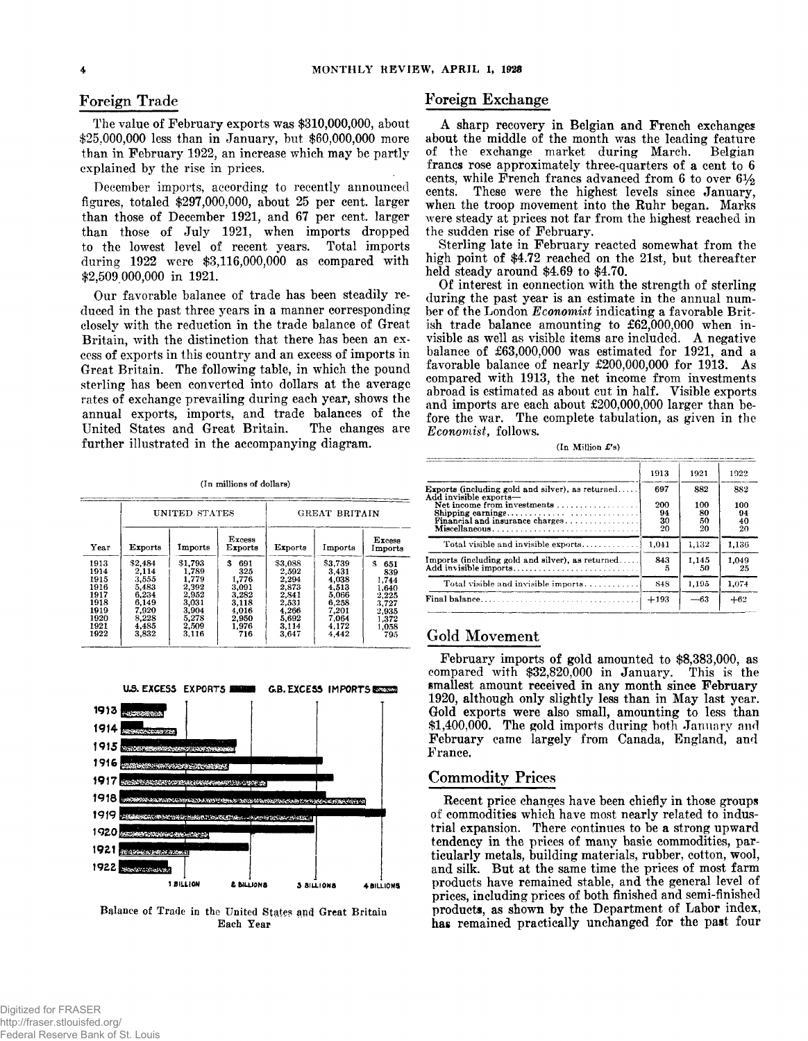## Foreign Trade

The value of February exports was $310,000,000, about $25,000,000 less than in January, but $60,000,000 more than in February 1922, an increase which may be partly explained by the rise in prices.

December imports, according to recently announced figures, totaled $297,000,000, about 25 per cent. larger than those of December 1921, and 67 per cent. larger than those of July 1921, when imports dropped to the lowest level of recent years. Total imports during 1922 were $3,116,000,000 as compared with $2,509,000,000 in 1921.

Our favorable balance of trade has been steadily reduced in the past three years in a manner corresponding closely with the reduction in the trade balance of Great Britain, with the distinction that there has been an excess of exports in this country and an excess of imports in Great Britain. The following table, in which the pound sterling has been converted into dollars at the average rates of exchange prevailing during each year, shows the annual exports, imports, and trade balances of the United States and Great Britain. The changes are further illustrated in the accompanying diagram.

(In millions of dollars)

| | UNITED STATES | | | GREAT BRITAIN | | |
|---|---|---|---|---|---|---|
| Year | Exports | Imports | Excess Exports | Exports | Imports | Excess Imports |
| 1913 | $2,484 | $1,793 | $ 691 | $3,088 | $3,739 | $ 651 |
| 1914 | 2,114 | 1,789 | 325 | 2,592 | 3,431 | 839 |
| 1915 | 3,555 | 1,779 | 1,776 | 2,294 | 4,038 | 1,744 |
| 1916 | 5,483 | 2,392 | 3,091 | 2,873 | 4,513 | 1,640 |
| 1917 | 6,234 | 2,952 | 3,282 | 2,841 | 5,066 | 2,225 |
| 1918 | 6,149 | 3,031 | 3,118 | 2,531 | 6,258 | 3,727 |
| 1919 | 7,920 | 3,904 | 4,016 | 4,266 | 7,201 | 2,935 |
| 1920 | 8,228 | 5,278 | 2,950 | 5,692 | 7,064 | 1,372 |
| 1921 | 4,485 | 2,509 | 1,976 | 3,114 | 4,172 | 1,058 |
| 1922 | 3,832 | 3,116 | 716 | 3,647 | 4,442 | 795 |

Balance of Trade in the United States and Great Britain Each Year

## Foreign Exchange

A sharp recovery in Belgian and French exchanges about the middle of the month was the leading feature of the exchange market during March. Belgian francs rose approximately three-quarters of a cent to 6 cents, while French francs advanced from 6 to over 6½ cents. These were the highest levels since January, when the troop movement into the Ruhr began. Marks were steady at prices not far from the highest reached in the sudden rise of February.

Sterling late in February reacted somewhat from the high point of $4.72 reached on the 21st, but thereafter held steady around $4.69 to $4.70.

Of interest in connection with the strength of sterling during the past year is an estimate in the annual number of the London *Economist* indicating a favorable British trade balance amounting to £62,000,000 when invisible as well as visible items are included. A negative balance of £63,000,000 was estimated for 1921, and a favorable balance of nearly £200,000,000 for 1913. As compared with 1913, the net income from investments abroad is estimated as about cut in half. Visible exports and imports are each about £200,000,000 larger than before the war. The complete tabulation, as given in the *Economist*, follows.

(In Million £'s)

| | 1913 | 1921 | 1922 |
|---|---|---|---|
| Exports (including gold and silver), as returned | 697 | 882 | 882 |
| Add invisible exports— | | | |
| Net income from investments | 200 | 100 | 100 |
| Shipping earnings | 94 | 80 | 94 |
| Financial and insurance charges | 30 | 50 | 40 |
| Miscellaneous | 20 | 20 | 20 |
| Total visible and invisible exports | 1,041 | 1,132 | 1,136 |
| Imports (including gold and silver), as returned | 843 | 1,145 | 1,049 |
| Add invisible imports | 5 | 50 | 25 |
| Total visible and invisible imports | 848 | 1,195 | 1,074 |
| Final balance | +193 | —63 | +62 |

## Gold Movement

February imports of gold amounted to $8,383,000, as compared with $32,820,000 in January. This is the smallest amount received in any month since February 1920, although only slightly less than in May last year. Gold exports were also small, amounting to less than $1,400,000. The gold imports during both January and February came largely from Canada, England, and France.

## Commodity Prices

Recent price changes have been chiefly in those groups of commodities which have most nearly related to industrial expansion. There continues to be a strong upward tendency in the prices of many basic commodities, particularly metals, building materials, rubber, cotton, wool, and silk. But at the same time the prices of most farm products have remained stable, and the general level of prices, including prices of both finished and semi-finished products, as shown by the Department of Labor index, has remained practically unchanged for the past four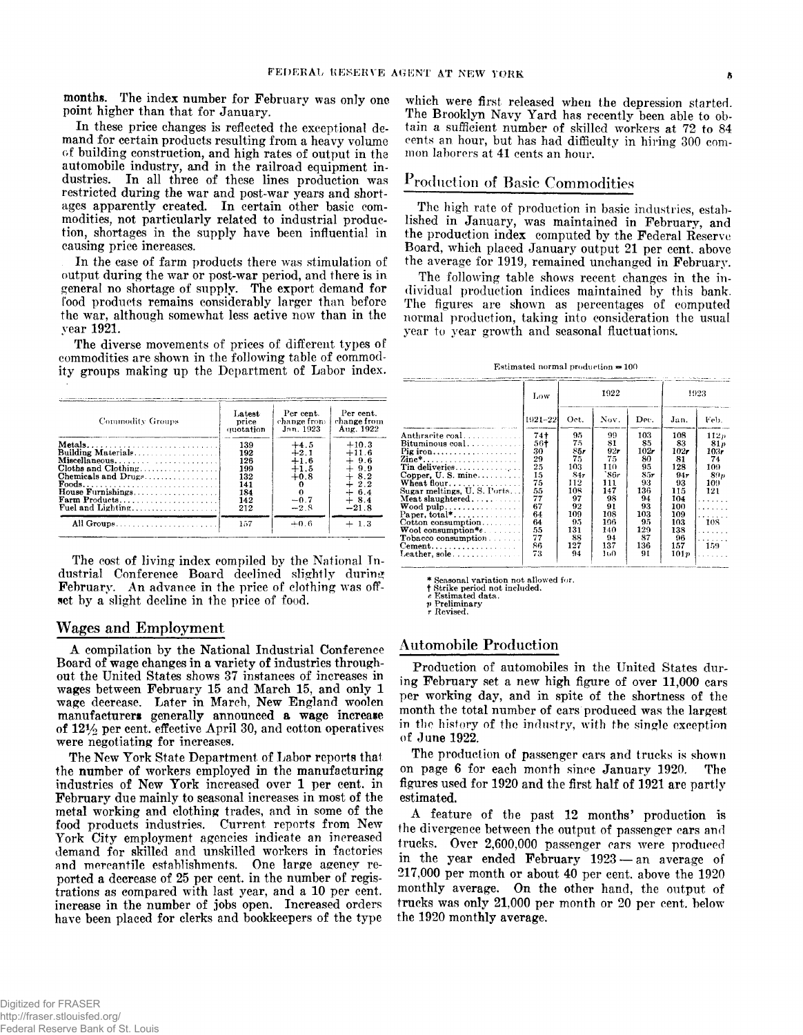months. The index number for February was only one point higher than that for January.

In these price changes is reflected the exceptional demand for certain products resulting from a heavy volume of building construction, and high rates of output in the automobile industry, and in the railroad equipment industries. In all three of these lines production was restricted during the war and post-war years and shortages apparently created. In certain other basic commodities, not particularly related to industrial production, shortages in the supply have been influential in causing price increases.

In the case of farm products there was stimulation of output during the war or post-war period, and there is in general no shortage of supply. The export demand for food products remains considerably larger than before the war, although somewhat less active now than in the year 1921.

The diverse movements of prices of different types of commodities are shown in the following table of commodity groups making up the Department of Labor index.

| Commodity Groups | Latest price quotation | Per cent. change from Jan. 1923 | Per cent. change from Aug. 1922 |
|---|---|---|---|
| Metals | 139 | +4.5 | +10.3 |
| Building Materials | 192 | +2.1 | +11.6 |
| Miscellaneous | 126 | +1.6 | + 9.6 |
| Cloths and Clothing | 199 | +1.5 | + 9.9 |
| Chemicals and Drugs | 132 | +0.8 | + 8.2 |
| Foods | 141 | 0 | + 2.2 |
| House Furnishings | 184 | 0 | + 6.4 |
| Farm Products | 142 | −0.7 | + 8.4 |
| Fuel and Lighting | 212 | −2.8 | −21.8 |
| All Groups | 157 | +0.6 | + 1.3 |

The cost of living index compiled by the National Industrial Conference Board declined slightly during February. An advance in the price of clothing was offset by a slight decline in the price of food.

## Wages and Employment

A compilation by the National Industrial Conference Board of wage changes in a variety of industries throughout the United States shows 37 instances of increases in wages between February 15 and March 15, and only 1 wage decrease. Later in March, New England woolen manufacturers generally announced a wage increase of 12½ per cent. effective April 30, and cotton operatives were negotiating for increases.

The New York State Department of Labor reports that the number of workers employed in the manufacturing industries of New York increased over 1 per cent. in February due mainly to seasonal increases in most of the metal working and clothing trades, and in some of the food products industries. Current reports from New York City employment agencies indicate an increased demand for skilled and unskilled workers in factories and mercantile establishments. One large agency reported a decrease of 25 per cent. in the number of registrations as compared with last year, and a 10 per cent. increase in the number of jobs open. Increased orders have been placed for clerks and bookkeepers of the type which were first released when the depression started. The Brooklyn Navy Yard has recently been able to obtain a sufficient number of skilled workers at 72 to 84 cents an hour, but has had difficulty in hiring 300 common laborers at 41 cents an hour.

## Production of Basic Commodities

The high rate of production in basic industries, established in January, was maintained in February, and the production index computed by the Federal Reserve Board, which placed January output 21 per cent. above the average for 1919, remained unchanged in February.

The following table shows recent changes in the individual production indices maintained by this bank. The figures are shown as percentages of computed normal production, taking into consideration the usual year to year growth and seasonal fluctuations.

Estimated normal production = 100

| | Low | 1922 | | | 1923 | |
|---|---|---|---|---|---|---|
| | 1921–22 | Oct. | Nov. | Dec. | Jan. | Feb. |
| Anthracite coal | 74† | 95 | 99 | 103 | 108 | 112p |
| Bituminous coal | 56† | 75 | 81 | 85 | 83 | 81p |
| Pig iron | 30 | 85r | 92r | 102r | 102r | 103r |
| Zinc* | 29 | 75 | 75 | 80 | 81 | 74 |
| Tin deliveries | 25 | 103 | 110 | 95 | 128 | 109 |
| Copper, U. S. mine | 15 | 84r | 86r | 85r | 94r | 89p |
| Wheat flour | 75 | 112 | 111 | 93 | 93 | 109 |
| Sugar meltings, U. S. Ports | 55 | 108 | 147 | 136 | 115 | 121 |
| Meat slaughtered | 77 | 97 | 98 | 94 | 104 | ...... |
| Wood pulp | 67 | 92 | 91 | 93 | 100 | ...... |
| Paper, total* | 64 | 109 | 108 | 103 | 109 | ...... |
| Cotton consumption | 64 | 95 | 106 | 95 | 103 | 108 |
| Wool consumption*e | 55 | 131 | 140 | 129 | 138 | ...... |
| Tobacco consumption | 77 | 88 | 94 | 87 | 96 | ...... |
| Cement | 86 | 127 | 137 | 136 | 157 | 159 |
| Leather, sole | 73 | 94 | 100 | 91 | 101p | ...... |

\* Seasonal variation not allowed for.
† Strike period not included.
e Estimated data.
p Preliminary
r Revised.

## Automobile Production

Production of automobiles in the United States during February set a new high figure of over 11,000 cars per working day, and in spite of the shortness of the month the total number of cars produced was the largest in the history of the industry, with the single exception of June 1922.

The production of passenger cars and trucks is shown on page 6 for each month since January 1920. The figures used for 1920 and the first half of 1921 are partly estimated.

A feature of the past 12 months' production is the divergence between the output of passenger cars and trucks. Over 2,600,000 passenger cars were produced in the year ended February 1923 — an average of 217,000 per month or about 40 per cent. above the 1920 monthly average. On the other hand, the output of trucks was only 21,000 per month or 20 per cent. below the 1920 monthly average.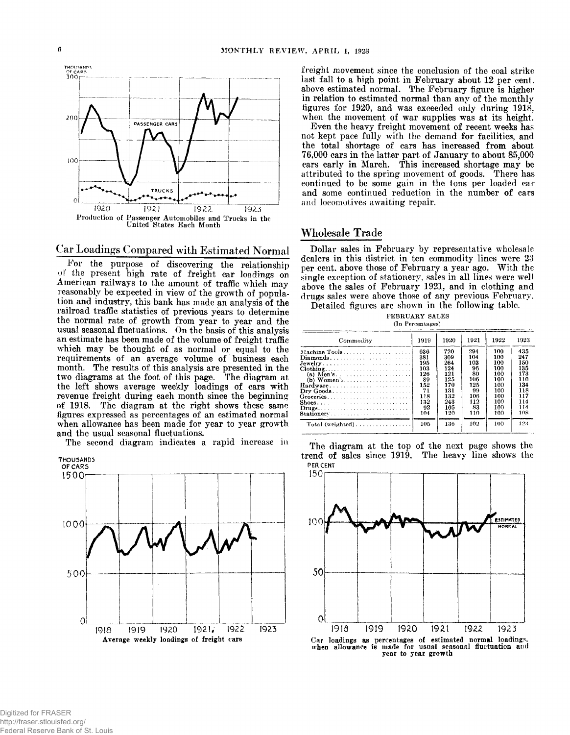Production of Passenger Automobiles and Trucks in the United States Each Month

## Car Loadings Compared with Estimated Normal

For the purpose of discovering the relationship of the present high rate of freight car loadings on American railways to the amount of traffic which may reasonably be expected in view of the growth of population and industry, this bank has made an analysis of the railroad traffic statistics of previous years to determine the normal rate of growth from year to year and the usual seasonal fluctuations. On the basis of this analysis an estimate has been made of the volume of freight traffic which may be thought of as normal or equal to the requirements of an average volume of business each month. The results of this analysis are presented in the two diagrams at the foot of this page. The diagram at the left shows average weekly loadings of cars with revenue freight during each month since the beginning of 1918. The diagram at the right shows these same figures expressed as percentages of an estimated normal when allowance has been made for year to year growth and the usual seasonal fluctuations.

The second diagram indicates a rapid increase in freight movement since the conclusion of the coal strike last fall to a high point in February about 12 per cent. above estimated normal. The February figure is higher in relation to estimated normal than any of the monthly figures for 1920, and was exceeded only during 1918, when the movement of war supplies was at its height.

Even the heavy freight movement of recent weeks has not kept pace fully with the demand for facilities, and the total shortage of cars has increased from about 76,000 cars in the latter part of January to about 85,000 cars early in March. This increased shortage may be attributed to the spring movement of goods. There has continued to be some gain in the tons per loaded car and some continued reduction in the number of cars and locomotives awaiting repair.

Average weekly loadings of freight cars

## Wholesale Trade

Dollar sales in February by representative wholesale dealers in this district in ten commodity lines were 23 per cent. above those of February a year ago. With the single exception of stationery, sales in all lines were well above the sales of February 1921, and in clothing and drugs sales were above those of any previous February.

Detailed figures are shown in the following table.

FEBRUARY SALES
(In Percentages)

| Commodity | 1919 | 1920 | 1921 | 1922 | 1923 |
|---|---|---|---|---|---|
| Machine Tools | 636 | 720 | 294 | 100 | 435 |
| Diamonds | 381 | 309 | 104 | 100 | 247 |
| Jewelry | 195 | 264 | 103 | 100 | 150 |
| Clothing | 103 | 124 | 96 | 100 | 135 |
| (a) Men's | 126 | 121 | 80 | 100 | 173 |
| (b) Women's | 89 | 125 | 106 | 100 | 110 |
| Hardware | 152 | 170 | 125 | 100 | 134 |
| Dry Goods | 71 | 131 | 99 | 100 | 118 |
| Groceries | 118 | 132 | 106 | 100 | 117 |
| Shoes | 132 | 243 | 112 | 100 | 114 |
| Drugs | 92 | 105 | 83 | 100 | 114 |
| Stationery | 104 | 120 | 110 | 100 | 108 |
| Total (weighted) | 105 | 136 | 102 | 100 | 123 |

The diagram at the top of the next page shows the trend of sales since 1919. The heavy line shows the

Car loadings as percentages of estimated normal loadings, when allowance is made for usual seasonal fluctuation and year to year growth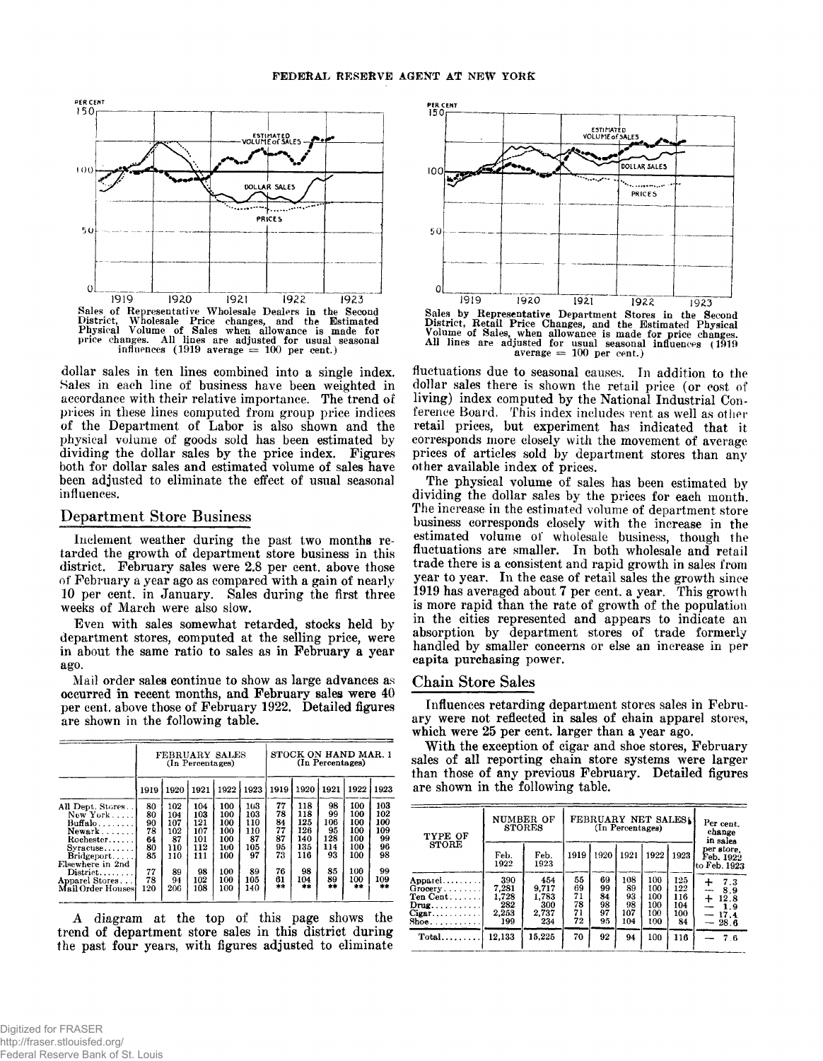Sales of Representative Wholesale Dealers in the Second District, Wholesale Price changes, and the Estimated Physical Volume of Sales when allowance is made for price changes. All lines are adjusted for usual seasonal influences (1919 average = 100 per cent.)

dollar sales in ten lines combined into a single index. Sales in each line of business have been weighted in accordance with their relative importance. The trend of prices in these lines computed from group price indices of the Department of Labor is also shown and the physical volume of goods sold has been estimated by dividing the dollar sales by the price index. Figures both for dollar sales and estimated volume of sales have been adjusted to eliminate the effect of usual seasonal influences.

## Department Store Business

Inclement weather during the past two months retarded the growth of department store business in this district. February sales were 2.8 per cent. above those of February a year ago as compared with a gain of nearly 10 per cent. in January. Sales during the first three weeks of March were also slow.

Even with sales somewhat retarded, stocks held by department stores, computed at the selling price, were in about the same ratio to sales as in February a year ago.

Mail order sales continue to show as large advances as occurred in recent months, and February sales were 40 per cent. above those of February 1922. Detailed figures are shown in the following table.

| | FEBRUARY SALES (In Percentages) | | | | | STOCK ON HAND MAR. 1 (In Percentages) | | | | |
|---|---|---|---|---|---|---|---|---|---|---|
| | 1919 | 1920 | 1921 | 1922 | 1923 | 1919 | 1920 | 1921 | 1922 | 1923 |
| All Dept. Stores | 80 | 102 | 104 | 100 | 103 | 77 | 118 | 98 | 100 | 103 |
| New York | 80 | 104 | 103 | 100 | 103 | 78 | 118 | 99 | 100 | 102 |
| Buffalo | 90 | 107 | 121 | 100 | 110 | 84 | 125 | 106 | 100 | 100 |
| Newark | 78 | 102 | 107 | 100 | 110 | 77 | 126 | 95 | 100 | 109 |
| Rochester | 64 | 87 | 101 | 100 | 87 | 87 | 140 | 128 | 100 | 99 |
| Syracuse | 80 | 110 | 112 | 100 | 105 | 95 | 135 | 114 | 100 | 96 |
| Bridgeport | 85 | 110 | 111 | 100 | 97 | 73 | 116 | 93 | 100 | 98 |
| Elsewhere in 2nd District | 77 | 89 | 98 | 100 | 89 | 76 | 98 | 85 | 100 | 99 |
| Apparel Stores | 78 | 94 | 102 | 100 | 105 | 61 | 104 | 89 | 100 | 109 |
| Mail Order Houses | 120 | 206 | 108 | 100 | 140 | ** | ** | ** | ** | ** |

A diagram at the top of this page shows the trend of department store sales in this district during the past four years, with figures adjusted to eliminate fluctuations due to seasonal causes. In addition to the dollar sales there is shown the retail price (or cost of living) index computed by the National Industrial Conference Board. This index includes rent as well as other retail prices, but experiment has indicated that it corresponds more closely with the movement of average prices of articles sold by department stores than any other available index of prices.

Sales by Representative Department Stores in the Second District, Retail Price Changes, and the Estimated Physical Volume of Sales, when allowance is made for price changes. All lines are adjusted for usual seasonal influences (1919 average = 100 per cent.)

The physical volume of sales has been estimated by dividing the dollar sales by the prices for each month. The increase in the estimated volume of department store business corresponds closely with the increase in the estimated volume of wholesale business, though the fluctuations are smaller. In both wholesale and retail trade there is a consistent and rapid growth in sales from year to year. In the case of retail sales the growth since 1919 has averaged about 7 per cent. a year. This growth is more rapid than the rate of growth of the population in the cities represented and appears to indicate an absorption by department stores of trade formerly handled by smaller concerns or else an increase in per capita purchasing power.

## Chain Store Sales

Influences retarding department stores sales in February were not reflected in sales of chain apparel stores, which were 25 per cent. larger than a year ago.

With the exception of cigar and shoe stores, February sales of all reporting chain store systems were larger than those of any previous February. Detailed figures are shown in the following table.

| TYPE OF STORE | NUMBER OF STORES | | FEBRUARY NET SALES (In Percentages) | | | | | Per cent. change in sales per store, Feb. 1922 to Feb. 1923 |
|---|---|---|---|---|---|---|---|---|
| | Feb. 1922 | Feb. 1923 | 1919 | 1920 | 1921 | 1922 | 1923 | |
| Apparel | 390 | 454 | 55 | 69 | 108 | 100 | 125 | + 7.3 |
| Grocery | 7,281 | 9,717 | 69 | 99 | 89 | 100 | 122 | − 8.9 |
| Ten Cent | 1,728 | 1,783 | 71 | 84 | 93 | 100 | 116 | + 12.8 |
| Drug | 282 | 300 | 78 | 98 | 98 | 100 | 104 | − 1.9 |
| Cigar | 2,253 | 2,737 | 71 | 97 | 107 | 100 | 100 | − 17.4 |
| Shoe | 199 | 234 | 72 | 95 | 104 | 100 | 84 | − 28.6 |
| Total | 12,133 | 15,225 | 70 | 92 | 94 | 100 | 116 | − 7.6 |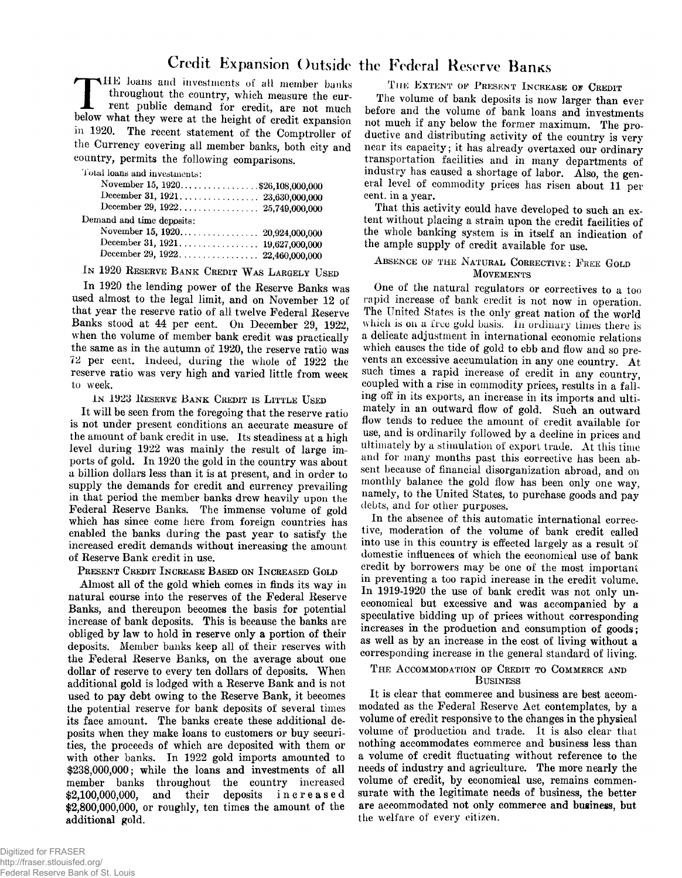# Credit Expansion Outside the Federal Reserve Banks

THE loans and investments of all member banks throughout the country, which measure the current public demand for credit, are not much below what they were at the height of credit expansion in 1920. The recent statement of the Comptroller of the Currency covering all member banks, both city and country, permits the following comparisons.

| | |
|---|---|
| Total loans and investments: | |
| November 15, 1920 | $26,108,000,000 |
| December 31, 1921 | 23,630,000,000 |
| December 29, 1922 | 25,749,000,000 |
| Demand and time deposits: | |
| November 15, 1920 | 20,924,000,000 |
| December 31, 1921 | 19,627,000,000 |
| December 29, 1922 | 22,460,000,000 |

### In 1920 Reserve Bank Credit Was Largely Used

In 1920 the lending power of the Reserve Banks was used almost to the legal limit, and on November 12 of that year the reserve ratio of all twelve Federal Reserve Banks stood at 44 per cent. On December 29, 1922, when the volume of member bank credit was practically the same as in the autumn of 1920, the reserve ratio was 72 per cent. Indeed, during the whole of 1922 the reserve ratio was very high and varied little from week to week.

### In 1923 Reserve Bank Credit is Little Used

It will be seen from the foregoing that the reserve ratio is not under present conditions an accurate measure of the amount of bank credit in use. Its steadiness at a high level during 1922 was mainly the result of large imports of gold. In 1920 the gold in the country was about a billion dollars less than it is at present, and in order to supply the demands for credit and currency prevailing in that period the member banks drew heavily upon the Federal Reserve Banks. The immense volume of gold which has since come here from foreign countries has enabled the banks during the past year to satisfy the increased credit demands without increasing the amount of Reserve Bank credit in use.

### Present Credit Increase Based on Increased Gold

Almost all of the gold which comes in finds its way in natural course into the reserves of the Federal Reserve Banks, and thereupon becomes the basis for potential increase of bank deposits. This is because the banks are obliged by law to hold in reserve only a portion of their deposits. Member banks keep all of their reserves with the Federal Reserve Banks, on the average about one dollar of reserve to every ten dollars of deposits. When additional gold is lodged with a Reserve Bank and is not used to pay debt owing to the Reserve Bank, it becomes the potential reserve for bank deposits of several times its face amount. The banks create these additional deposits when they make loans to customers or buy securities, the proceeds of which are deposited with them or with other banks. In 1922 gold imports amounted to $238,000,000; while the loans and investments of all member banks throughout the country increased $2,100,000,000, and their deposits increased $2,800,000,000, or roughly, ten times the amount of the additional gold.

### The Extent of Present Increase of Credit

The volume of bank deposits is now larger than ever before and the volume of bank loans and investments not much if any below the former maximum. The productive and distributing activity of the country is very near its capacity; it has already overtaxed our ordinary transportation facilities and in many departments of industry has caused a shortage of labor. Also, the general level of commodity prices has risen about 11 per cent. in a year.

That this activity could have developed to such an extent without placing a strain upon the credit facilities of the whole banking system is in itself an indication of the ample supply of credit available for use.

### Absence of the Natural Corrective: Free Gold Movements

One of the natural regulators or correctives to a too rapid increase of bank credit is not now in operation. The United States is the only great nation of the world which is on a free gold basis. In ordinary times there is a delicate adjustment in international economic relations which causes the tide of gold to ebb and flow and so prevents an excessive accumulation in any one country. At such times a rapid increase of credit in any country, coupled with a rise in commodity prices, results in a falling off in its exports, an increase in its imports and ultimately in an outward flow of gold. Such an outward flow tends to reduce the amount of credit available for use, and is ordinarily followed by a decline in prices and ultimately by a stimulation of export trade. At this time and for many months past this corrective has been absent because of financial disorganization abroad, and on monthly balance the gold flow has been only one way, namely, to the United States, to purchase goods and pay debts, and for other purposes.

In the absence of this automatic international corrective, moderation of the volume of bank credit called into use in this country is effected largely as a result of domestic influences of which the economical use of bank credit by borrowers may be one of the most important in preventing a too rapid increase in the credit volume. In 1919-1920 the use of bank credit was not only uneconomical but excessive and was accompanied by a speculative bidding up of prices without corresponding increases in the production and consumption of goods; as well as by an increase in the cost of living without a corresponding increase in the general standard of living.

### The Accommodation of Credit to Commerce and Business

It is clear that commerce and business are best accommodated as the Federal Reserve Act contemplates, by a volume of credit responsive to the changes in the physical volume of production and trade. It is also clear that nothing accommodates commerce and business less than a volume of credit fluctuating without reference to the needs of industry and agriculture. The more nearly the volume of credit, by economical use, remains commensurate with the legitimate needs of business, the better are accommodated not only commerce and business, but the welfare of every citizen.